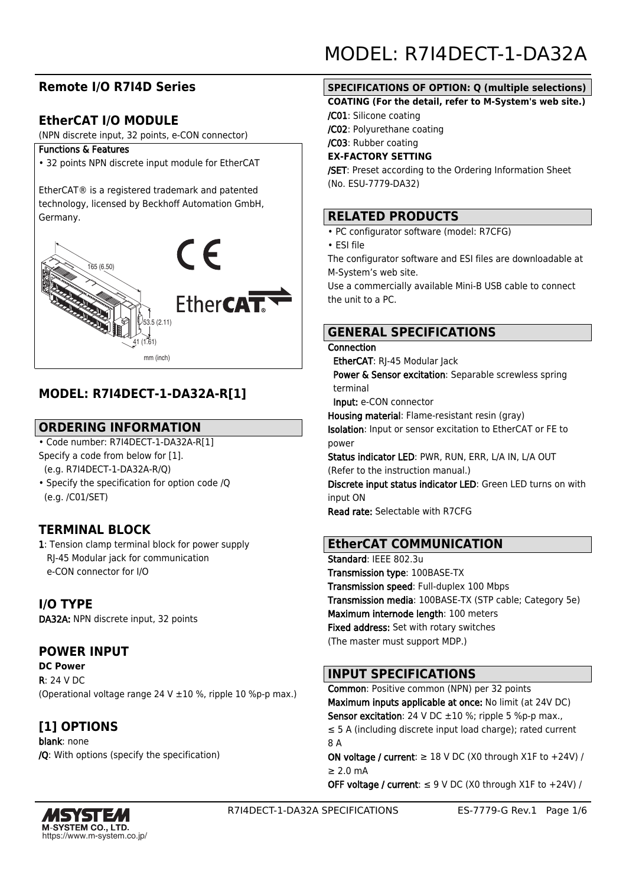# MODEL: R7I4DECT-1-DA32A

## Remote I/O R7I4D Series

## EtherCAT I/O MODULE

(NPN discrete input, 32 points, e-CON connector)

**Functions & Features**

- 32 points NPN discrete input module for EtherCAT

EtherCAT® is a registered trademark and patented technology, licensed by Beckhoff Automation GmbH, Germany.

165 (6.50)
53.5 (2.11)
41 (1.61)
mm (inch)

## MODEL: R7I4DECT-1-DA32A-R[1]

## ORDERING INFORMATION

- Code number: R7I4DECT-1-DA32A-R[1]
  Specify a code from below for [1].
  (e.g. R7I4DECT-1-DA32A-R/Q)
- Specify the specification for option code /Q
  (e.g. /C01/SET)

## TERMINAL BLOCK

**1**: Tension clamp terminal block for power supply
RJ-45 Modular jack for communication
e-CON connector for I/O

## I/O TYPE

**DA32A:** NPN discrete input, 32 points

## POWER INPUT

**DC Power**

**R**: 24 V DC
(Operational voltage range 24 V ±10 %, ripple 10 %p-p max.)

## [1] OPTIONS

**blank**: none
**/Q**: With options (specify the specification)

## SPECIFICATIONS OF OPTION: Q (multiple selections)

**COATING (For the detail, refer to M-System's web site.)**

**/C01**: Silicone coating
**/C02**: Polyurethane coating
**/C03**: Rubber coating

**EX-FACTORY SETTING**

**/SET**: Preset according to the Ordering Information Sheet (No. ESU-7779-DA32)

## RELATED PRODUCTS

- PC configurator software (model: R7CFG)
- ESI file

The configurator software and ESI files are downloadable at M-System's web site.
Use a commercially available Mini-B USB cable to connect the unit to a PC.

## GENERAL SPECIFICATIONS

**Connection**
**EtherCAT**: RJ-45 Modular Jack
**Power & Sensor excitation**: Separable screwless spring terminal
**Input:** e-CON connector

**Housing material**: Flame-resistant resin (gray)
**Isolation**: Input or sensor excitation to EtherCAT or FE to power
**Status indicator LED**: PWR, RUN, ERR, L/A IN, L/A OUT (Refer to the instruction manual.)
**Discrete input status indicator LED**: Green LED turns on with input ON
**Read rate:** Selectable with R7CFG

## EtherCAT COMMUNICATION

**Standard**: IEEE 802.3u
**Transmission type**: 100BASE-TX
**Transmission speed**: Full-duplex 100 Mbps
**Transmission media**: 100BASE-TX (STP cable; Category 5e)
**Maximum internode length**: 100 meters
**Fixed address:** Set with rotary switches
(The master must support MDP.)

## INPUT SPECIFICATIONS

**Common**: Positive common (NPN) per 32 points
**Maximum inputs applicable at once:** No limit (at 24V DC)
**Sensor excitation**: 24 V DC ±10 %; ripple 5 %p-p max., ≤ 5 A (including discrete input load charge); rated current 8 A
**ON voltage / current**: ≥ 18 V DC (X0 through X1F to +24V) / ≥ 2.0 mA
**OFF voltage / current**: ≤ 9 V DC (X0 through X1F to +24V) /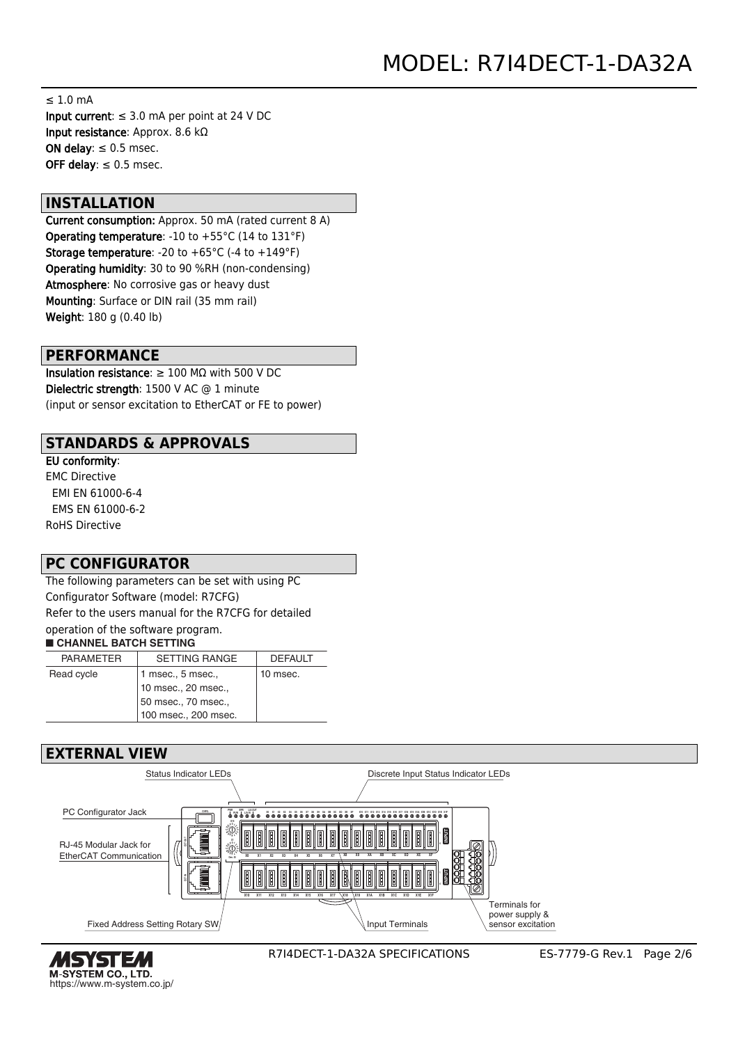≤ 1.0 mA
**Input current**: ≤ 3.0 mA per point at 24 V DC
**Input resistance**: Approx. 8.6 kΩ
**ON delay**: ≤ 0.5 msec.
**OFF delay**: ≤ 0.5 msec.

## INSTALLATION

**Current consumption:** Approx. 50 mA (rated current 8 A)
**Operating temperature**: -10 to +55°C (14 to 131°F)
**Storage temperature**: -20 to +65°C (-4 to +149°F)
**Operating humidity**: 30 to 90 %RH (non-condensing)
**Atmosphere**: No corrosive gas or heavy dust
**Mounting**: Surface or DIN rail (35 mm rail)
**Weight**: 180 g (0.40 lb)

## PERFORMANCE

**Insulation resistance**: ≥ 100 MΩ with 500 V DC
**Dielectric strength**: 1500 V AC @ 1 minute
(input or sensor excitation to EtherCAT or FE to power)

## STANDARDS & APPROVALS

**EU conformity**:
EMC Directive
  EMI EN 61000-6-4
  EMS EN 61000-6-2
RoHS Directive

## PC CONFIGURATOR

The following parameters can be set with using PC Configurator Software (model: R7CFG)
Refer to the users manual for the R7CFG for detailed operation of the software program.

### ■ CHANNEL BATCH SETTING

| PARAMETER | SETTING RANGE | DEFAULT |
|---|---|---|
| Read cycle | 1 msec., 5 msec., 10 msec., 20 msec., 50 msec., 70 msec., 100 msec., 200 msec. | 10 msec. |

## EXTERNAL VIEW

Status Indicator LEDs
Discrete Input Status Indicator LEDs
PC Configurator Jack
RJ-45 Modular Jack for EtherCAT Communication
Fixed Address Setting Rotary SW
Input Terminals
Terminals for power supply & sensor excitation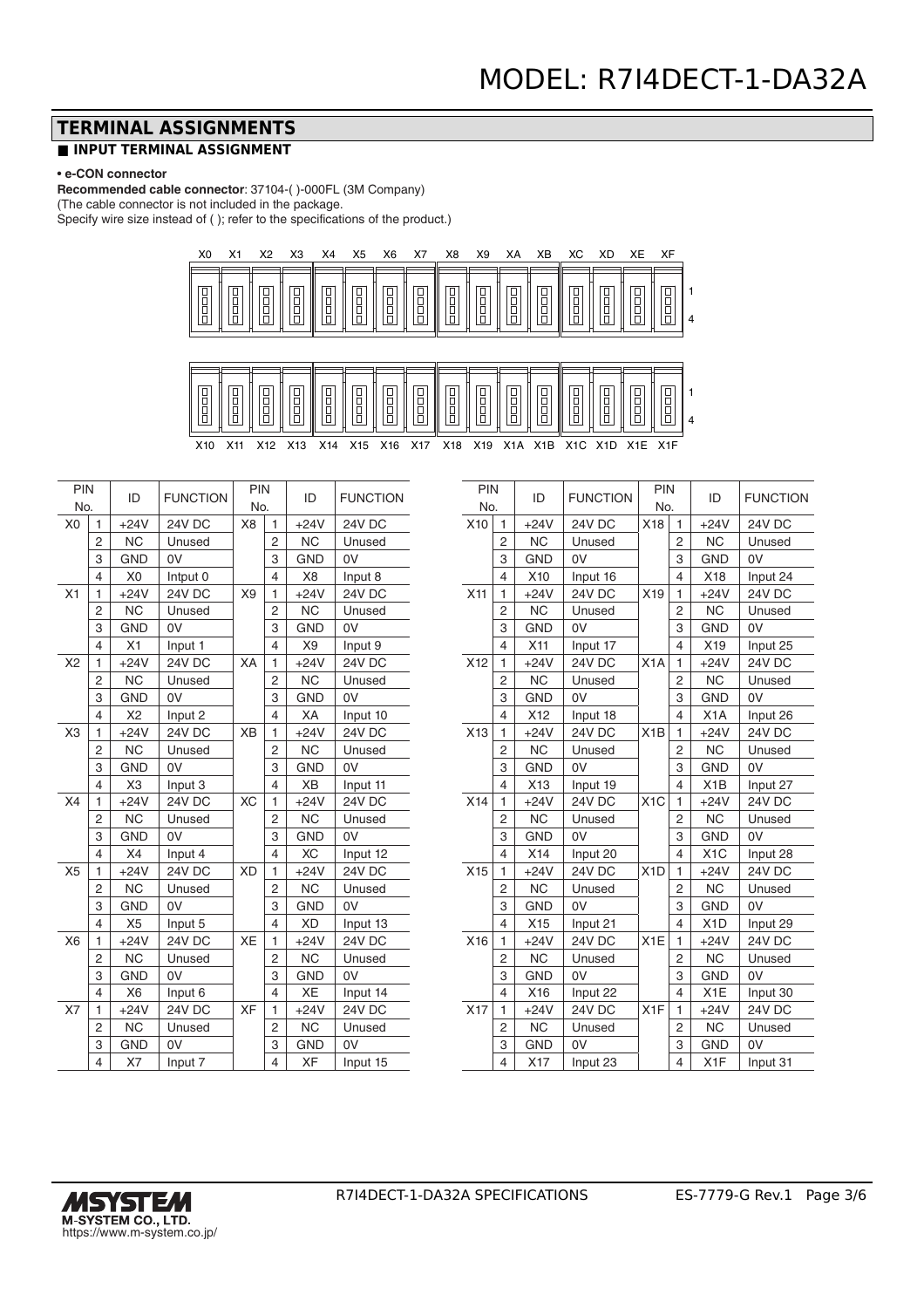# MODEL: R7I4DECT-1-DA32A

## TERMINAL ASSIGNMENTS

### ■ INPUT TERMINAL ASSIGNMENT

**• e-CON connector**

**Recommended cable connector**: 37104-( )-000FL (3M Company)
(The cable connector is not included in the package.
Specify wire size instead of ( ); refer to the specifications of the product.)

X0 X1 X2 X3 X4 X5 X6 X7 X8 X9 XA XB XC XD XE XF (pins 1–4)

X10 X11 X12 X13 X14 X15 X16 X17 X18 X19 X1A X1B X1C X1D X1E X1F (pins 1–4)

| PIN No. | | ID | FUNCTION | PIN No. | | ID | FUNCTION |
|---|---|---|---|---|---|---|---|
| X0 | 1 | +24V | 24V DC | X8 | 1 | +24V | 24V DC |
| | 2 | NC | Unused | | 2 | NC | Unused |
| | 3 | GND | 0V | | 3 | GND | 0V |
| | 4 | X0 | Intput 0 | | 4 | X8 | Input 8 |
| X1 | 1 | +24V | 24V DC | X9 | 1 | +24V | 24V DC |
| | 2 | NC | Unused | | 2 | NC | Unused |
| | 3 | GND | 0V | | 3 | GND | 0V |
| | 4 | X1 | Input 1 | | 4 | X9 | Input 9 |
| X2 | 1 | +24V | 24V DC | XA | 1 | +24V | 24V DC |
| | 2 | NC | Unused | | 2 | NC | Unused |
| | 3 | GND | 0V | | 3 | GND | 0V |
| | 4 | X2 | Input 2 | | 4 | XA | Input 10 |
| X3 | 1 | +24V | 24V DC | XB | 1 | +24V | 24V DC |
| | 2 | NC | Unused | | 2 | NC | Unused |
| | 3 | GND | 0V | | 3 | GND | 0V |
| | 4 | X3 | Input 3 | | 4 | XB | Input 11 |
| X4 | 1 | +24V | 24V DC | XC | 1 | +24V | 24V DC |
| | 2 | NC | Unused | | 2 | NC | Unused |
| | 3 | GND | 0V | | 3 | GND | 0V |
| | 4 | X4 | Input 4 | | 4 | XC | Input 12 |
| X5 | 1 | +24V | 24V DC | XD | 1 | +24V | 24V DC |
| | 2 | NC | Unused | | 2 | NC | Unused |
| | 3 | GND | 0V | | 3 | GND | 0V |
| | 4 | X5 | Input 5 | | 4 | XD | Input 13 |
| X6 | 1 | +24V | 24V DC | XE | 1 | +24V | 24V DC |
| | 2 | NC | Unused | | 2 | NC | Unused |
| | 3 | GND | 0V | | 3 | GND | 0V |
| | 4 | X6 | Input 6 | | 4 | XE | Input 14 |
| X7 | 1 | +24V | 24V DC | XF | 1 | +24V | 24V DC |
| | 2 | NC | Unused | | 2 | NC | Unused |
| | 3 | GND | 0V | | 3 | GND | 0V |
| | 4 | X7 | Input 7 | | 4 | XF | Input 15 |

| PIN No. | | ID | FUNCTION | PIN No. | | ID | FUNCTION |
|---|---|---|---|---|---|---|---|
| X10 | 1 | +24V | 24V DC | X18 | 1 | +24V | 24V DC |
| | 2 | NC | Unused | | 2 | NC | Unused |
| | 3 | GND | 0V | | 3 | GND | 0V |
| | 4 | X10 | Input 16 | | 4 | X18 | Input 24 |
| X11 | 1 | +24V | 24V DC | X19 | 1 | +24V | 24V DC |
| | 2 | NC | Unused | | 2 | NC | Unused |
| | 3 | GND | 0V | | 3 | GND | 0V |
| | 4 | X11 | Input 17 | | 4 | X19 | Input 25 |
| X12 | 1 | +24V | 24V DC | X1A | 1 | +24V | 24V DC |
| | 2 | NC | Unused | | 2 | NC | Unused |
| | 3 | GND | 0V | | 3 | GND | 0V |
| | 4 | X12 | Input 18 | | 4 | X1A | Input 26 |
| X13 | 1 | +24V | 24V DC | X1B | 1 | +24V | 24V DC |
| | 2 | NC | Unused | | 2 | NC | Unused |
| | 3 | GND | 0V | | 3 | GND | 0V |
| | 4 | X13 | Input 19 | | 4 | X1B | Input 27 |
| X14 | 1 | +24V | 24V DC | X1C | 1 | +24V | 24V DC |
| | 2 | NC | Unused | | 2 | NC | Unused |
| | 3 | GND | 0V | | 3 | GND | 0V |
| | 4 | X14 | Input 20 | | 4 | X1C | Input 28 |
| X15 | 1 | +24V | 24V DC | X1D | 1 | +24V | 24V DC |
| | 2 | NC | Unused | | 2 | NC | Unused |
| | 3 | GND | 0V | | 3 | GND | 0V |
| | 4 | X15 | Input 21 | | 4 | X1D | Input 29 |
| X16 | 1 | +24V | 24V DC | X1E | 1 | +24V | 24V DC |
| | 2 | NC | Unused | | 2 | NC | Unused |
| | 3 | GND | 0V | | 3 | GND | 0V |
| | 4 | X16 | Input 22 | | 4 | X1E | Input 30 |
| X17 | 1 | +24V | 24V DC | X1F | 1 | +24V | 24V DC |
| | 2 | NC | Unused | | 2 | NC | Unused |
| | 3 | GND | 0V | | 3 | GND | 0V |
| | 4 | X17 | Input 23 | | 4 | X1F | Input 31 |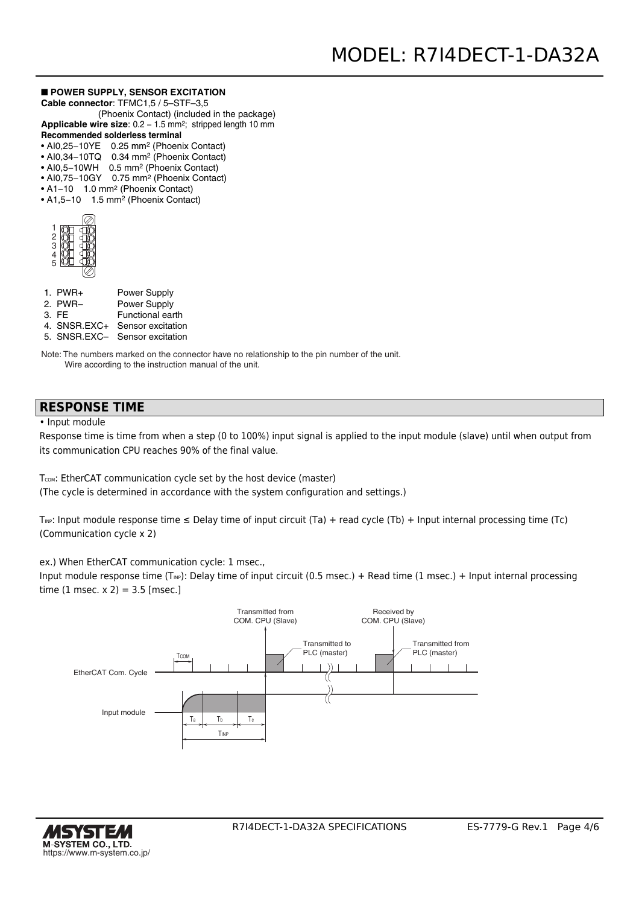### ■ POWER SUPPLY, SENSOR EXCITATION

**Cable connector**: TFMC1,5 / 5–STF–3,5 (Phoenix Contact) (included in the package)

**Applicable wire size**: 0.2 – 1.5 mm²; stripped length 10 mm

**Recommended solderless terminal**

- AI0,25–10YE 0.25 mm² (Phoenix Contact)
- AI0,34–10TQ 0.34 mm² (Phoenix Contact)
- AI0,5–10WH 0.5 mm² (Phoenix Contact)
- AI0,75–10GY 0.75 mm² (Phoenix Contact)
- A1–10 1.0 mm² (Phoenix Contact)
- A1,5–10 1.5 mm² (Phoenix Contact)

1. PWR+ Power Supply
2. PWR– Power Supply
3. FE Functional earth
4. SNSR.EXC+ Sensor excitation
5. SNSR.EXC– Sensor excitation

Note: The numbers marked on the connector have no relationship to the pin number of the unit. Wire according to the instruction manual of the unit.

## RESPONSE TIME

- Input module

Response time is time from when a step (0 to 100%) input signal is applied to the input module (slave) until when output from its communication CPU reaches 90% of the final value.

$T_{COM}$: EtherCAT communication cycle set by the host device (master)
(The cycle is determined in accordance with the system configuration and settings.)

$T_{INP}$: Input module response time ≤ Delay time of input circuit (Ta) + read cycle (Tb) + Input internal processing time (Tc) (Communication cycle x 2)

ex.) When EtherCAT communication cycle: 1 msec.,
Input module response time ($T_{INP}$): Delay time of input circuit (0.5 msec.) + Read time (1 msec.) + Input internal processing time (1 msec. x 2) = 3.5 [msec.]

Transmitted from COM. CPU (Slave) | Transmitted to PLC (master) | Received by COM. CPU (Slave) | Transmitted from PLC (master) | $T_{COM}$ | EtherCAT Com. Cycle | Input module | $T_a$ | $T_b$ | $T_c$ | $T_{INP}$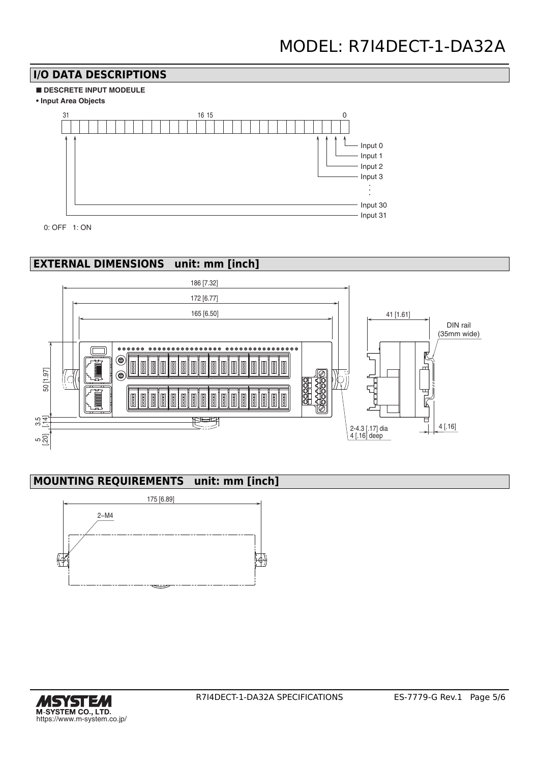## I/O DATA DESCRIPTIONS

■ **DESCRETE INPUT MODEULE**

**• Input Area Objects**

31 16 15 0

Input 0
Input 1
Input 2
Input 3
⋮
Input 30
Input 31

0: OFF 1: ON

## EXTERNAL DIMENSIONS unit: mm [inch]

186 [7.32]
172 [6.77]
165 [6.50]
41 [1.61]
DIN rail (35mm wide)
50 [1.97]
3.5 [.14]
5 [.20]
2-4.3 [.17] dia 4 [.16] deep
4 [.16]

## MOUNTING REQUIREMENTS unit: mm [inch]

175 [6.89]
2–M4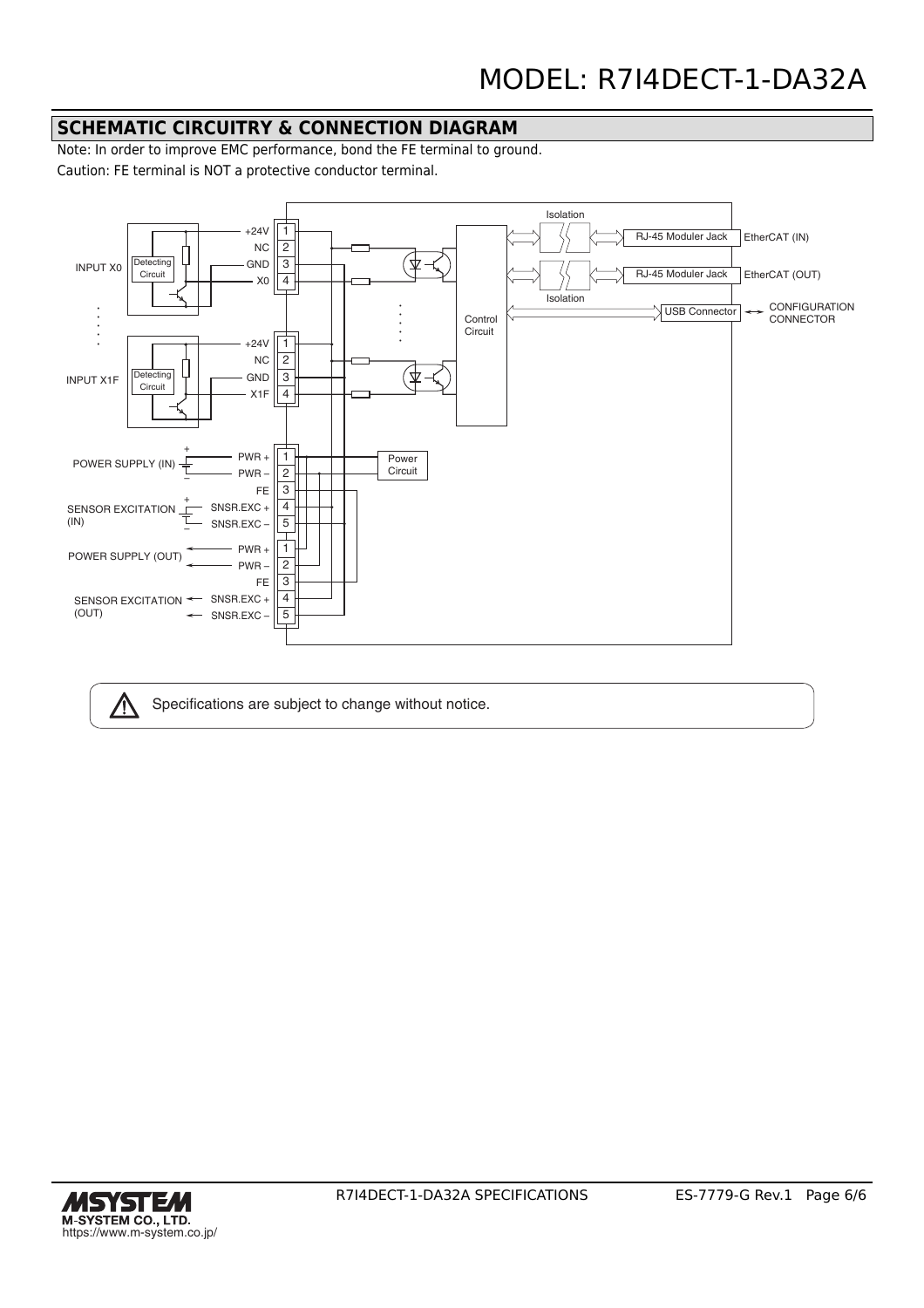# MODEL: R7I4DECT-1-DA32A

## SCHEMATIC CIRCUITRY & CONNECTION DIAGRAM

Note: In order to improve EMC performance, bond the FE terminal to ground.

Caution: FE terminal is NOT a protective conductor terminal.

INPUT X0
Detecting Circuit
+24V 1
NC 2
GND 3
X0 4

INPUT X1F
Detecting Circuit
+24V 1
NC 2
GND 3
X1F 4

POWER SUPPLY (IN)
PWR + 1
PWR – 2
FE 3
SENSOR EXCITATION (IN)
SNSR.EXC + 4
SNSR.EXC – 5

POWER SUPPLY (OUT)
PWR + 1
PWR – 2
FE 3
SENSOR EXCITATION (OUT)
SNSR.EXC + 4
SNSR.EXC – 5

Power Circuit
Control Circuit
Isolation
RJ-45 Moduler Jack EtherCAT (IN)
RJ-45 Moduler Jack EtherCAT (OUT)
Isolation
USB Connector
CONFIGURATION CONNECTOR

⚠ Specifications are subject to change without notice.